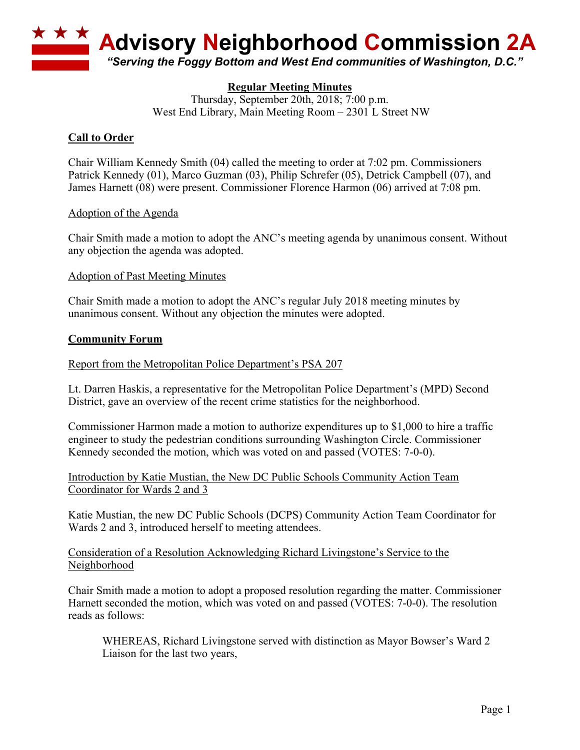# Advisory Neighborhood Commission 2A

*"Serving the Foggy Bottom and West End communities of Washington, D.C."*

**Regular Meeting Minutes**

Thursday, September 20th, 2018; 7:00 p.m.
West End Library, Main Meeting Room – 2301 L Street NW

## Call to Order

Chair William Kennedy Smith (04) called the meeting to order at 7:02 pm. Commissioners Patrick Kennedy (01), Marco Guzman (03), Philip Schrefer (05), Detrick Campbell (07), and James Harnett (08) were present. Commissioner Florence Harmon (06) arrived at 7:08 pm.

### Adoption of the Agenda

Chair Smith made a motion to adopt the ANC's meeting agenda by unanimous consent. Without any objection the agenda was adopted.

### Adoption of Past Meeting Minutes

Chair Smith made a motion to adopt the ANC's regular July 2018 meeting minutes by unanimous consent. Without any objection the minutes were adopted.

## Community Forum

### Report from the Metropolitan Police Department's PSA 207

Lt. Darren Haskis, a representative for the Metropolitan Police Department's (MPD) Second District, gave an overview of the recent crime statistics for the neighborhood.

Commissioner Harmon made a motion to authorize expenditures up to $1,000 to hire a traffic engineer to study the pedestrian conditions surrounding Washington Circle. Commissioner Kennedy seconded the motion, which was voted on and passed (VOTES: 7-0-0).

### Introduction by Katie Mustian, the New DC Public Schools Community Action Team Coordinator for Wards 2 and 3

Katie Mustian, the new DC Public Schools (DCPS) Community Action Team Coordinator for Wards 2 and 3, introduced herself to meeting attendees.

### Consideration of a Resolution Acknowledging Richard Livingstone's Service to the Neighborhood

Chair Smith made a motion to adopt a proposed resolution regarding the matter. Commissioner Harnett seconded the motion, which was voted on and passed (VOTES: 7-0-0). The resolution reads as follows:

> WHEREAS, Richard Livingstone served with distinction as Mayor Bowser's Ward 2 Liaison for the last two years,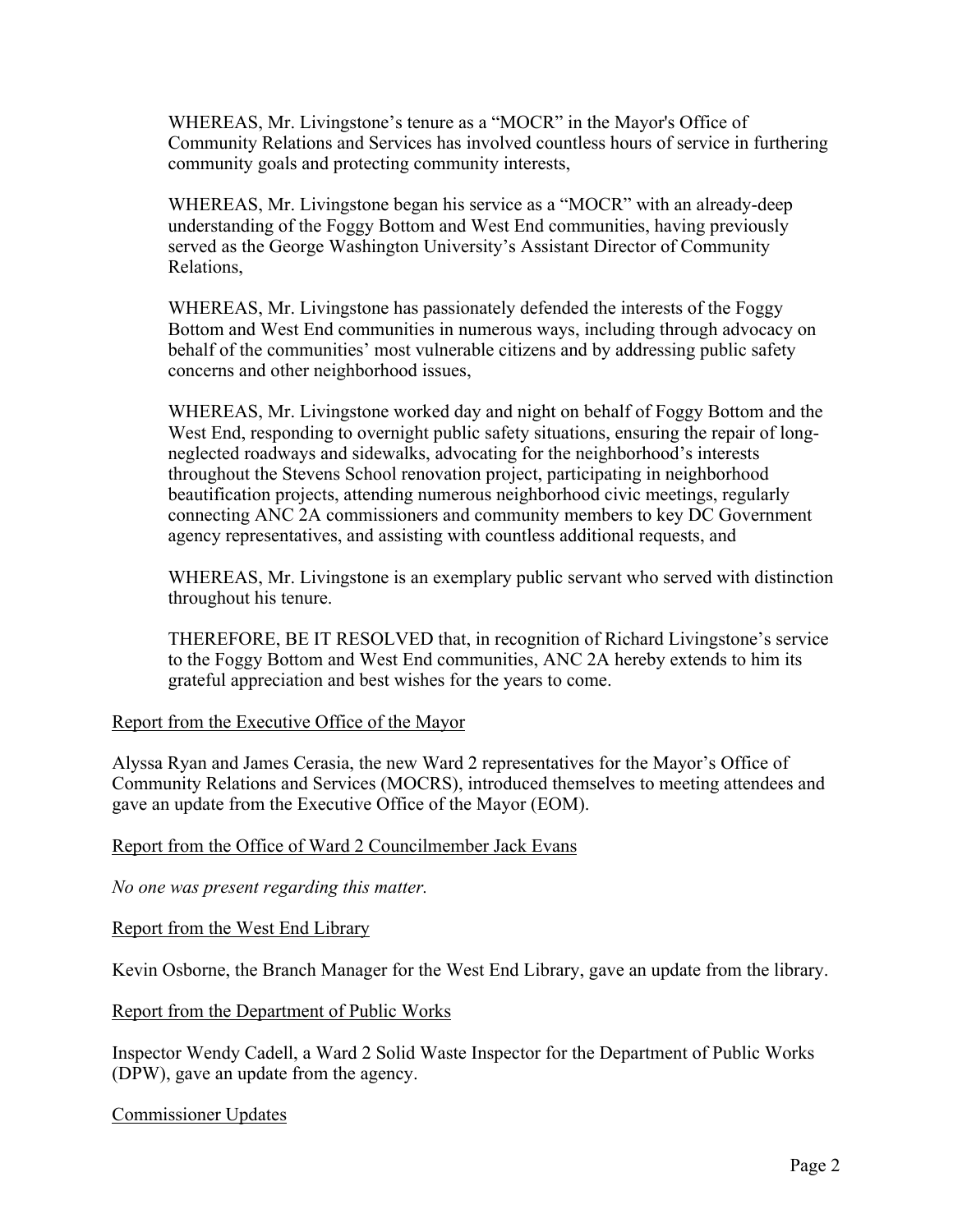WHEREAS, Mr. Livingstone's tenure as a "MOCR" in the Mayor's Office of Community Relations and Services has involved countless hours of service in furthering community goals and protecting community interests,

WHEREAS, Mr. Livingstone began his service as a "MOCR" with an already-deep understanding of the Foggy Bottom and West End communities, having previously served as the George Washington University's Assistant Director of Community Relations,

WHEREAS, Mr. Livingstone has passionately defended the interests of the Foggy Bottom and West End communities in numerous ways, including through advocacy on behalf of the communities' most vulnerable citizens and by addressing public safety concerns and other neighborhood issues,

WHEREAS, Mr. Livingstone worked day and night on behalf of Foggy Bottom and the West End, responding to overnight public safety situations, ensuring the repair of long-neglected roadways and sidewalks, advocating for the neighborhood's interests throughout the Stevens School renovation project, participating in neighborhood beautification projects, attending numerous neighborhood civic meetings, regularly connecting ANC 2A commissioners and community members to key DC Government agency representatives, and assisting with countless additional requests, and

WHEREAS, Mr. Livingstone is an exemplary public servant who served with distinction throughout his tenure.

THEREFORE, BE IT RESOLVED that, in recognition of Richard Livingstone's service to the Foggy Bottom and West End communities, ANC 2A hereby extends to him its grateful appreciation and best wishes for the years to come.

Report from the Executive Office of the Mayor

Alyssa Ryan and James Cerasia, the new Ward 2 representatives for the Mayor's Office of Community Relations and Services (MOCRS), introduced themselves to meeting attendees and gave an update from the Executive Office of the Mayor (EOM).

Report from the Office of Ward 2 Councilmember Jack Evans

*No one was present regarding this matter.*

Report from the West End Library

Kevin Osborne, the Branch Manager for the West End Library, gave an update from the library.

Report from the Department of Public Works

Inspector Wendy Cadell, a Ward 2 Solid Waste Inspector for the Department of Public Works (DPW), gave an update from the agency.

Commissioner Updates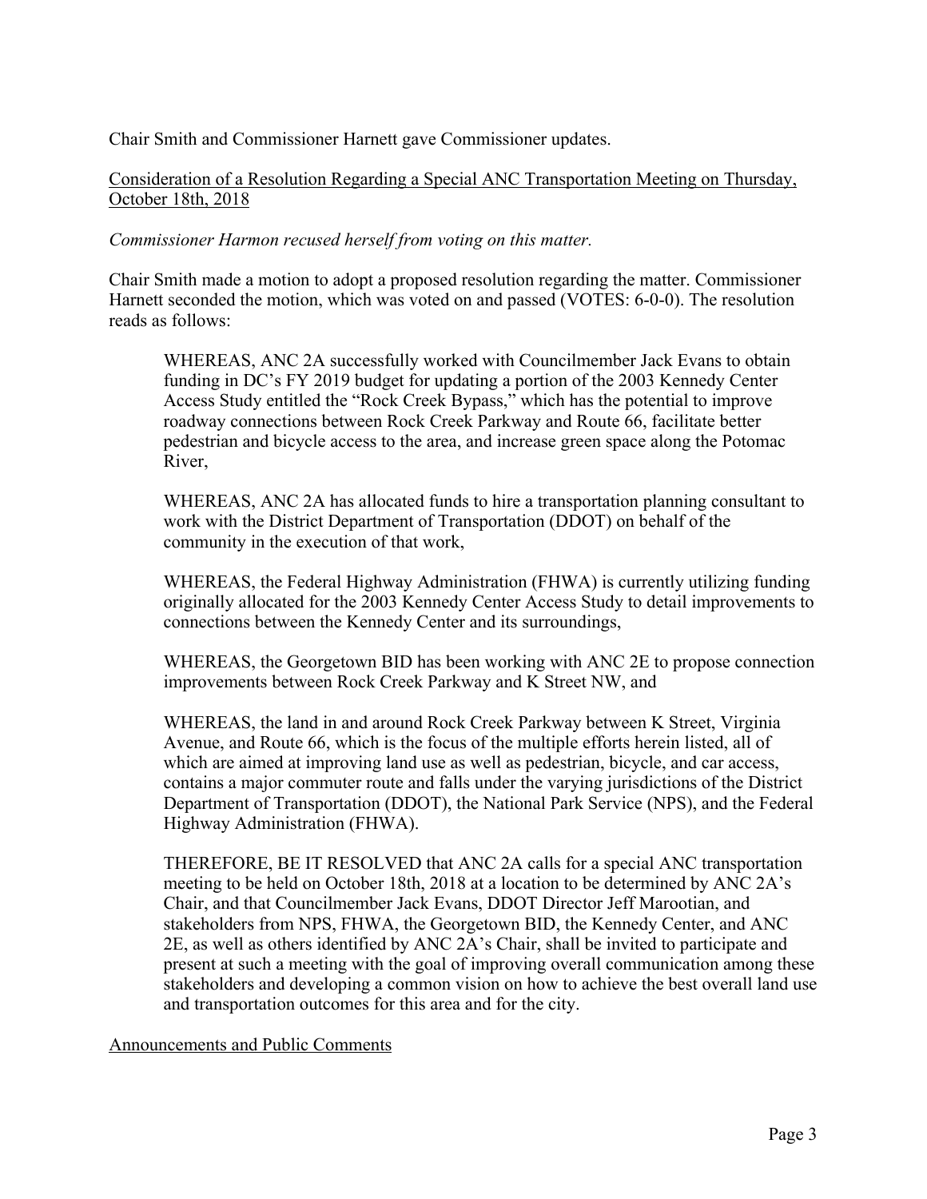Chair Smith and Commissioner Harnett gave Commissioner updates.

Consideration of a Resolution Regarding a Special ANC Transportation Meeting on Thursday, October 18th, 2018

*Commissioner Harmon recused herself from voting on this matter.*

Chair Smith made a motion to adopt a proposed resolution regarding the matter. Commissioner Harnett seconded the motion, which was voted on and passed (VOTES: 6-0-0). The resolution reads as follows:

> WHEREAS, ANC 2A successfully worked with Councilmember Jack Evans to obtain funding in DC's FY 2019 budget for updating a portion of the 2003 Kennedy Center Access Study entitled the "Rock Creek Bypass," which has the potential to improve roadway connections between Rock Creek Parkway and Route 66, facilitate better pedestrian and bicycle access to the area, and increase green space along the Potomac River,
>
> WHEREAS, ANC 2A has allocated funds to hire a transportation planning consultant to work with the District Department of Transportation (DDOT) on behalf of the community in the execution of that work,
>
> WHEREAS, the Federal Highway Administration (FHWA) is currently utilizing funding originally allocated for the 2003 Kennedy Center Access Study to detail improvements to connections between the Kennedy Center and its surroundings,
>
> WHEREAS, the Georgetown BID has been working with ANC 2E to propose connection improvements between Rock Creek Parkway and K Street NW, and
>
> WHEREAS, the land in and around Rock Creek Parkway between K Street, Virginia Avenue, and Route 66, which is the focus of the multiple efforts herein listed, all of which are aimed at improving land use as well as pedestrian, bicycle, and car access, contains a major commuter route and falls under the varying jurisdictions of the District Department of Transportation (DDOT), the National Park Service (NPS), and the Federal Highway Administration (FHWA).
>
> THEREFORE, BE IT RESOLVED that ANC 2A calls for a special ANC transportation meeting to be held on October 18th, 2018 at a location to be determined by ANC 2A's Chair, and that Councilmember Jack Evans, DDOT Director Jeff Marootian, and stakeholders from NPS, FHWA, the Georgetown BID, the Kennedy Center, and ANC 2E, as well as others identified by ANC 2A's Chair, shall be invited to participate and present at such a meeting with the goal of improving overall communication among these stakeholders and developing a common vision on how to achieve the best overall land use and transportation outcomes for this area and for the city.

Announcements and Public Comments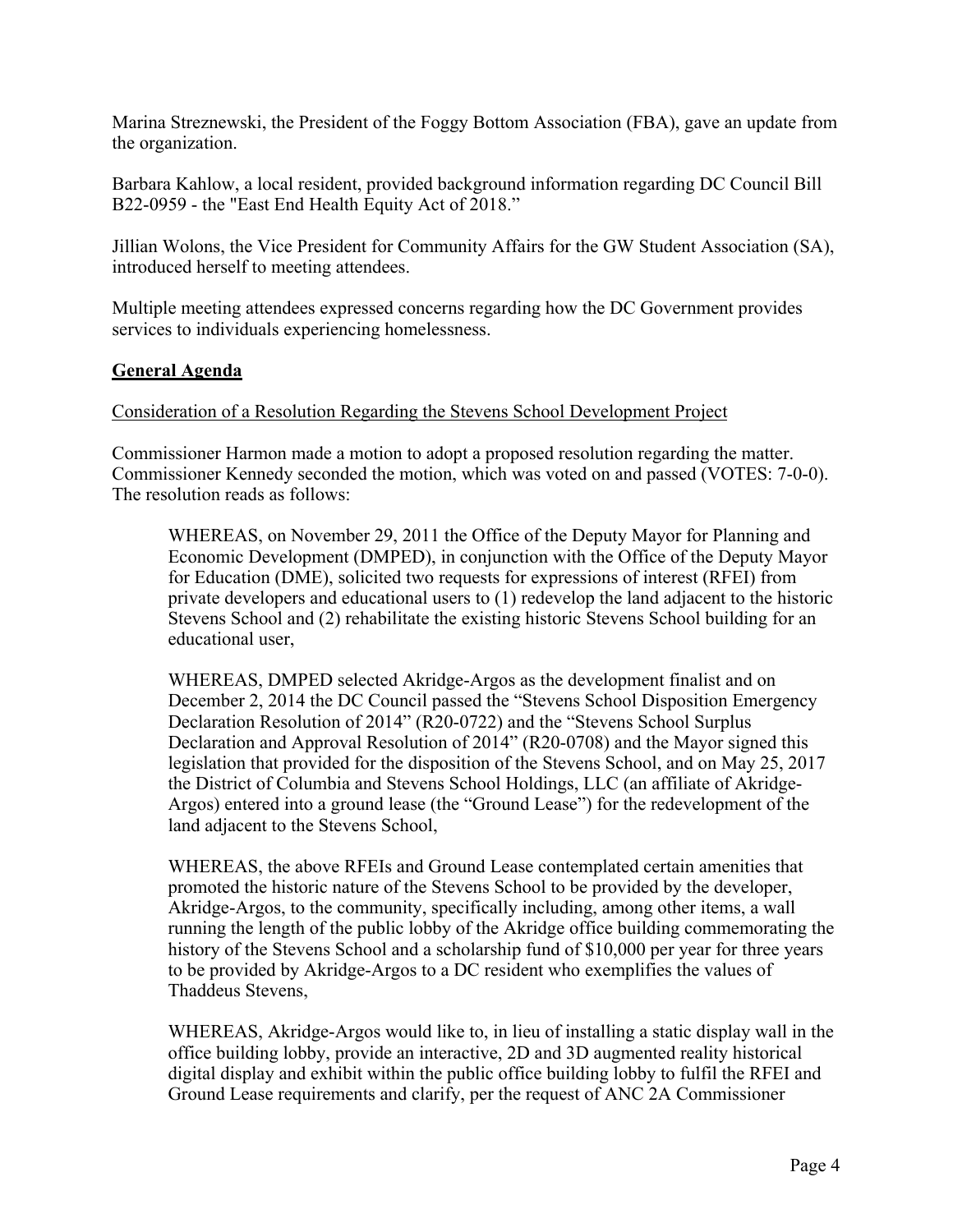Marina Streznewski, the President of the Foggy Bottom Association (FBA), gave an update from the organization.

Barbara Kahlow, a local resident, provided background information regarding DC Council Bill B22-0959 - the "East End Health Equity Act of 2018."

Jillian Wolons, the Vice President for Community Affairs for the GW Student Association (SA), introduced herself to meeting attendees.

Multiple meeting attendees expressed concerns regarding how the DC Government provides services to individuals experiencing homelessness.

## General Agenda

Consideration of a Resolution Regarding the Stevens School Development Project

Commissioner Harmon made a motion to adopt a proposed resolution regarding the matter. Commissioner Kennedy seconded the motion, which was voted on and passed (VOTES: 7-0-0). The resolution reads as follows:

> WHEREAS, on November 29, 2011 the Office of the Deputy Mayor for Planning and Economic Development (DMPED), in conjunction with the Office of the Deputy Mayor for Education (DME), solicited two requests for expressions of interest (RFEI) from private developers and educational users to (1) redevelop the land adjacent to the historic Stevens School and (2) rehabilitate the existing historic Stevens School building for an educational user,
>
> WHEREAS, DMPED selected Akridge-Argos as the development finalist and on December 2, 2014 the DC Council passed the "Stevens School Disposition Emergency Declaration Resolution of 2014" (R20-0722) and the "Stevens School Surplus Declaration and Approval Resolution of 2014" (R20-0708) and the Mayor signed this legislation that provided for the disposition of the Stevens School, and on May 25, 2017 the District of Columbia and Stevens School Holdings, LLC (an affiliate of Akridge-Argos) entered into a ground lease (the "Ground Lease") for the redevelopment of the land adjacent to the Stevens School,
>
> WHEREAS, the above RFEIs and Ground Lease contemplated certain amenities that promoted the historic nature of the Stevens School to be provided by the developer, Akridge-Argos, to the community, specifically including, among other items, a wall running the length of the public lobby of the Akridge office building commemorating the history of the Stevens School and a scholarship fund of $10,000 per year for three years to be provided by Akridge-Argos to a DC resident who exemplifies the values of Thaddeus Stevens,
>
> WHEREAS, Akridge-Argos would like to, in lieu of installing a static display wall in the office building lobby, provide an interactive, 2D and 3D augmented reality historical digital display and exhibit within the public office building lobby to fulfil the RFEI and Ground Lease requirements and clarify, per the request of ANC 2A Commissioner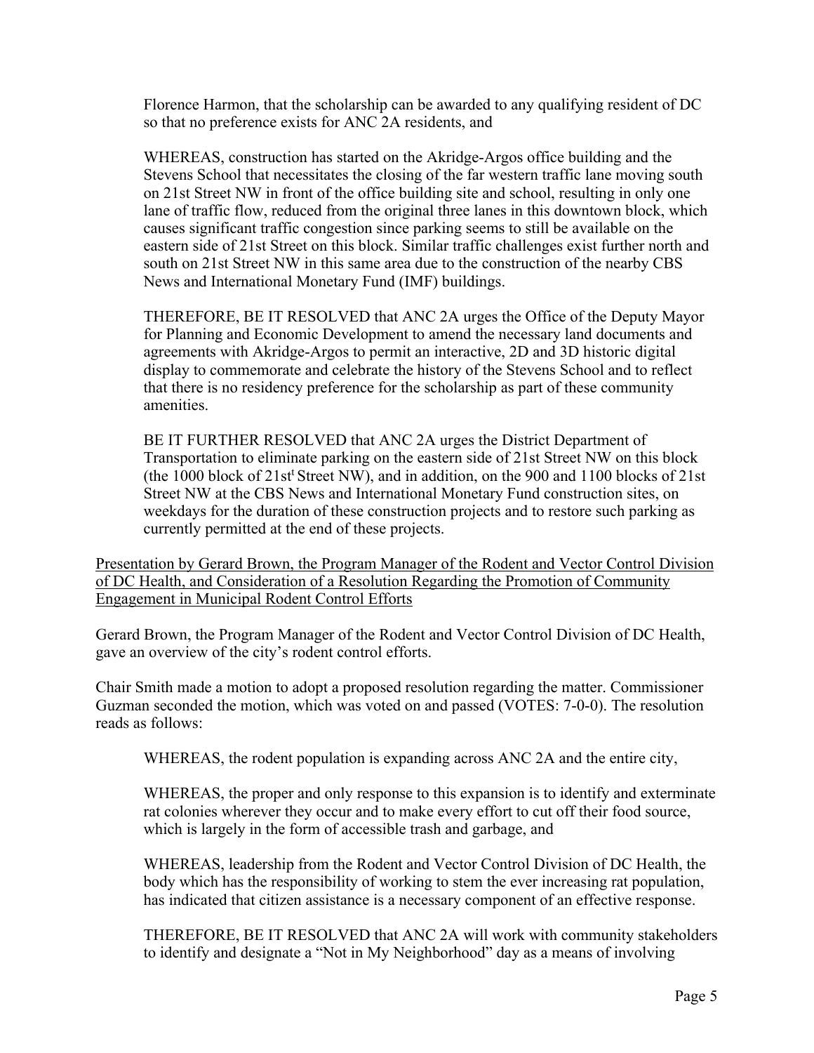Florence Harmon, that the scholarship can be awarded to any qualifying resident of DC so that no preference exists for ANC 2A residents, and

WHEREAS, construction has started on the Akridge-Argos office building and the Stevens School that necessitates the closing of the far western traffic lane moving south on 21st Street NW in front of the office building site and school, resulting in only one lane of traffic flow, reduced from the original three lanes in this downtown block, which causes significant traffic congestion since parking seems to still be available on the eastern side of 21st Street on this block. Similar traffic challenges exist further north and south on 21st Street NW in this same area due to the construction of the nearby CBS News and International Monetary Fund (IMF) buildings.

THEREFORE, BE IT RESOLVED that ANC 2A urges the Office of the Deputy Mayor for Planning and Economic Development to amend the necessary land documents and agreements with Akridge-Argos to permit an interactive, 2D and 3D historic digital display to commemorate and celebrate the history of the Stevens School and to reflect that there is no residency preference for the scholarship as part of these community amenities.

BE IT FURTHER RESOLVED that ANC 2A urges the District Department of Transportation to eliminate parking on the eastern side of 21st Street NW on this block (the 1000 block of 21st Street NW), and in addition, on the 900 and 1100 blocks of 21st Street NW at the CBS News and International Monetary Fund construction sites, on weekdays for the duration of these construction projects and to restore such parking as currently permitted at the end of these projects.

Presentation by Gerard Brown, the Program Manager of the Rodent and Vector Control Division of DC Health, and Consideration of a Resolution Regarding the Promotion of Community Engagement in Municipal Rodent Control Efforts

Gerard Brown, the Program Manager of the Rodent and Vector Control Division of DC Health, gave an overview of the city's rodent control efforts.

Chair Smith made a motion to adopt a proposed resolution regarding the matter. Commissioner Guzman seconded the motion, which was voted on and passed (VOTES: 7-0-0). The resolution reads as follows:

WHEREAS, the rodent population is expanding across ANC 2A and the entire city,

WHEREAS, the proper and only response to this expansion is to identify and exterminate rat colonies wherever they occur and to make every effort to cut off their food source, which is largely in the form of accessible trash and garbage, and

WHEREAS, leadership from the Rodent and Vector Control Division of DC Health, the body which has the responsibility of working to stem the ever increasing rat population, has indicated that citizen assistance is a necessary component of an effective response.

THEREFORE, BE IT RESOLVED that ANC 2A will work with community stakeholders to identify and designate a "Not in My Neighborhood" day as a means of involving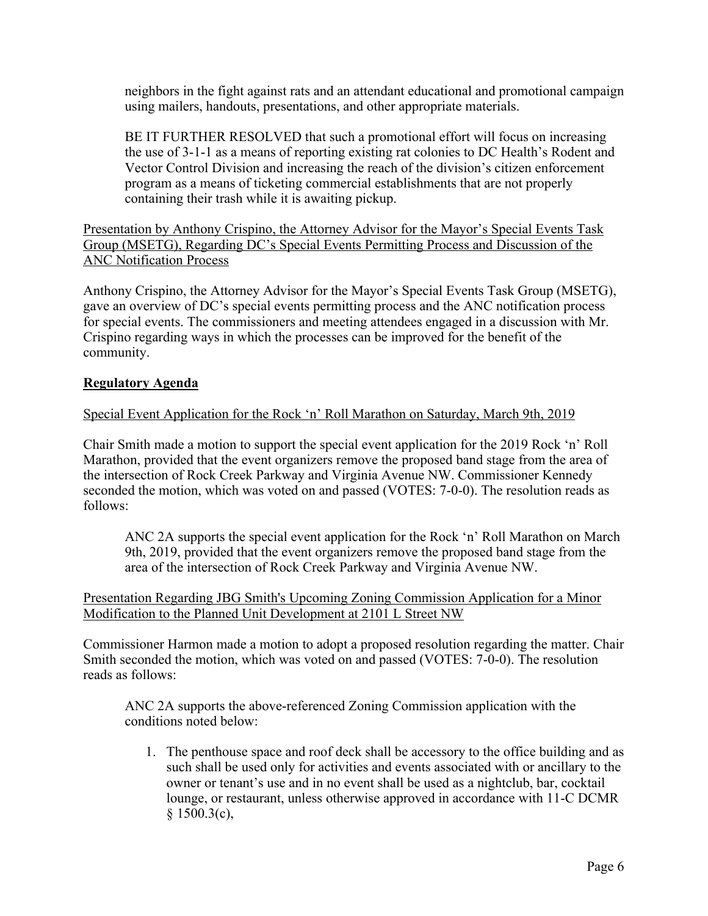neighbors in the fight against rats and an attendant educational and promotional campaign using mailers, handouts, presentations, and other appropriate materials.

BE IT FURTHER RESOLVED that such a promotional effort will focus on increasing the use of 3-1-1 as a means of reporting existing rat colonies to DC Health's Rodent and Vector Control Division and increasing the reach of the division's citizen enforcement program as a means of ticketing commercial establishments that are not properly containing their trash while it is awaiting pickup.

Presentation by Anthony Crispino, the Attorney Advisor for the Mayor's Special Events Task Group (MSETG), Regarding DC's Special Events Permitting Process and Discussion of the ANC Notification Process

Anthony Crispino, the Attorney Advisor for the Mayor's Special Events Task Group (MSETG), gave an overview of DC's special events permitting process and the ANC notification process for special events. The commissioners and meeting attendees engaged in a discussion with Mr. Crispino regarding ways in which the processes can be improved for the benefit of the community.

## Regulatory Agenda

Special Event Application for the Rock 'n' Roll Marathon on Saturday, March 9th, 2019

Chair Smith made a motion to support the special event application for the 2019 Rock 'n' Roll Marathon, provided that the event organizers remove the proposed band stage from the area of the intersection of Rock Creek Parkway and Virginia Avenue NW. Commissioner Kennedy seconded the motion, which was voted on and passed (VOTES: 7-0-0). The resolution reads as follows:

ANC 2A supports the special event application for the Rock 'n' Roll Marathon on March 9th, 2019, provided that the event organizers remove the proposed band stage from the area of the intersection of Rock Creek Parkway and Virginia Avenue NW.

Presentation Regarding JBG Smith's Upcoming Zoning Commission Application for a Minor Modification to the Planned Unit Development at 2101 L Street NW

Commissioner Harmon made a motion to adopt a proposed resolution regarding the matter. Chair Smith seconded the motion, which was voted on and passed (VOTES: 7-0-0). The resolution reads as follows:

ANC 2A supports the above-referenced Zoning Commission application with the conditions noted below:

1. The penthouse space and roof deck shall be accessory to the office building and as such shall be used only for activities and events associated with or ancillary to the owner or tenant's use and in no event shall be used as a nightclub, bar, cocktail lounge, or restaurant, unless otherwise approved in accordance with 11-C DCMR § 1500.3(c),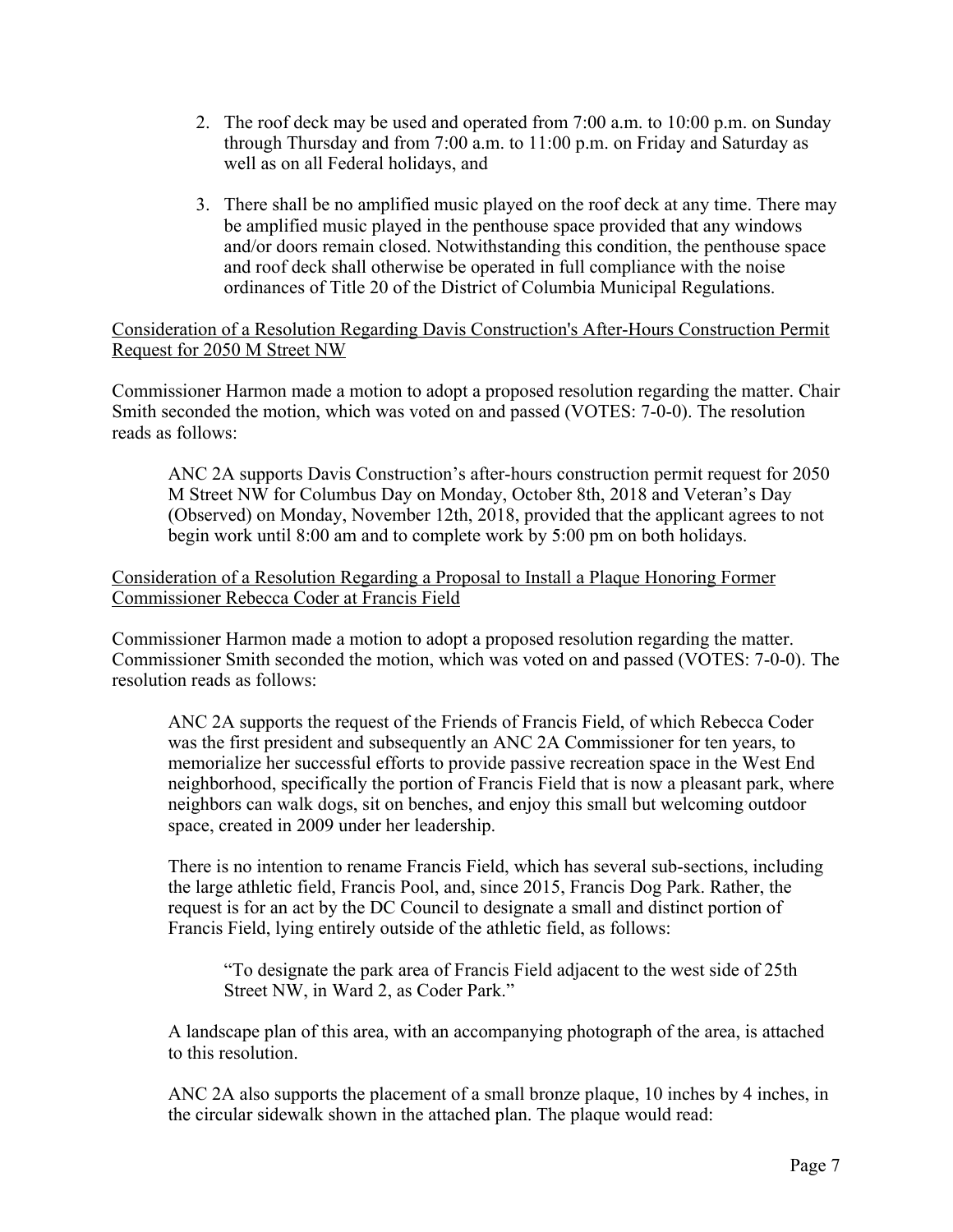2. The roof deck may be used and operated from 7:00 a.m. to 10:00 p.m. on Sunday through Thursday and from 7:00 a.m. to 11:00 p.m. on Friday and Saturday as well as on all Federal holidays, and

3. There shall be no amplified music played on the roof deck at any time. There may be amplified music played in the penthouse space provided that any windows and/or doors remain closed. Notwithstanding this condition, the penthouse space and roof deck shall otherwise be operated in full compliance with the noise ordinances of Title 20 of the District of Columbia Municipal Regulations.

Consideration of a Resolution Regarding Davis Construction's After-Hours Construction Permit Request for 2050 M Street NW

Commissioner Harmon made a motion to adopt a proposed resolution regarding the matter. Chair Smith seconded the motion, which was voted on and passed (VOTES: 7-0-0). The resolution reads as follows:

> ANC 2A supports Davis Construction's after-hours construction permit request for 2050 M Street NW for Columbus Day on Monday, October 8th, 2018 and Veteran's Day (Observed) on Monday, November 12th, 2018, provided that the applicant agrees to not begin work until 8:00 am and to complete work by 5:00 pm on both holidays.

Consideration of a Resolution Regarding a Proposal to Install a Plaque Honoring Former Commissioner Rebecca Coder at Francis Field

Commissioner Harmon made a motion to adopt a proposed resolution regarding the matter. Commissioner Smith seconded the motion, which was voted on and passed (VOTES: 7-0-0). The resolution reads as follows:

> ANC 2A supports the request of the Friends of Francis Field, of which Rebecca Coder was the first president and subsequently an ANC 2A Commissioner for ten years, to memorialize her successful efforts to provide passive recreation space in the West End neighborhood, specifically the portion of Francis Field that is now a pleasant park, where neighbors can walk dogs, sit on benches, and enjoy this small but welcoming outdoor space, created in 2009 under her leadership.
>
> There is no intention to rename Francis Field, which has several sub-sections, including the large athletic field, Francis Pool, and, since 2015, Francis Dog Park. Rather, the request is for an act by the DC Council to designate a small and distinct portion of Francis Field, lying entirely outside of the athletic field, as follows:
>
> > "To designate the park area of Francis Field adjacent to the west side of 25th Street NW, in Ward 2, as Coder Park."
>
> A landscape plan of this area, with an accompanying photograph of the area, is attached to this resolution.
>
> ANC 2A also supports the placement of a small bronze plaque, 10 inches by 4 inches, in the circular sidewalk shown in the attached plan. The plaque would read: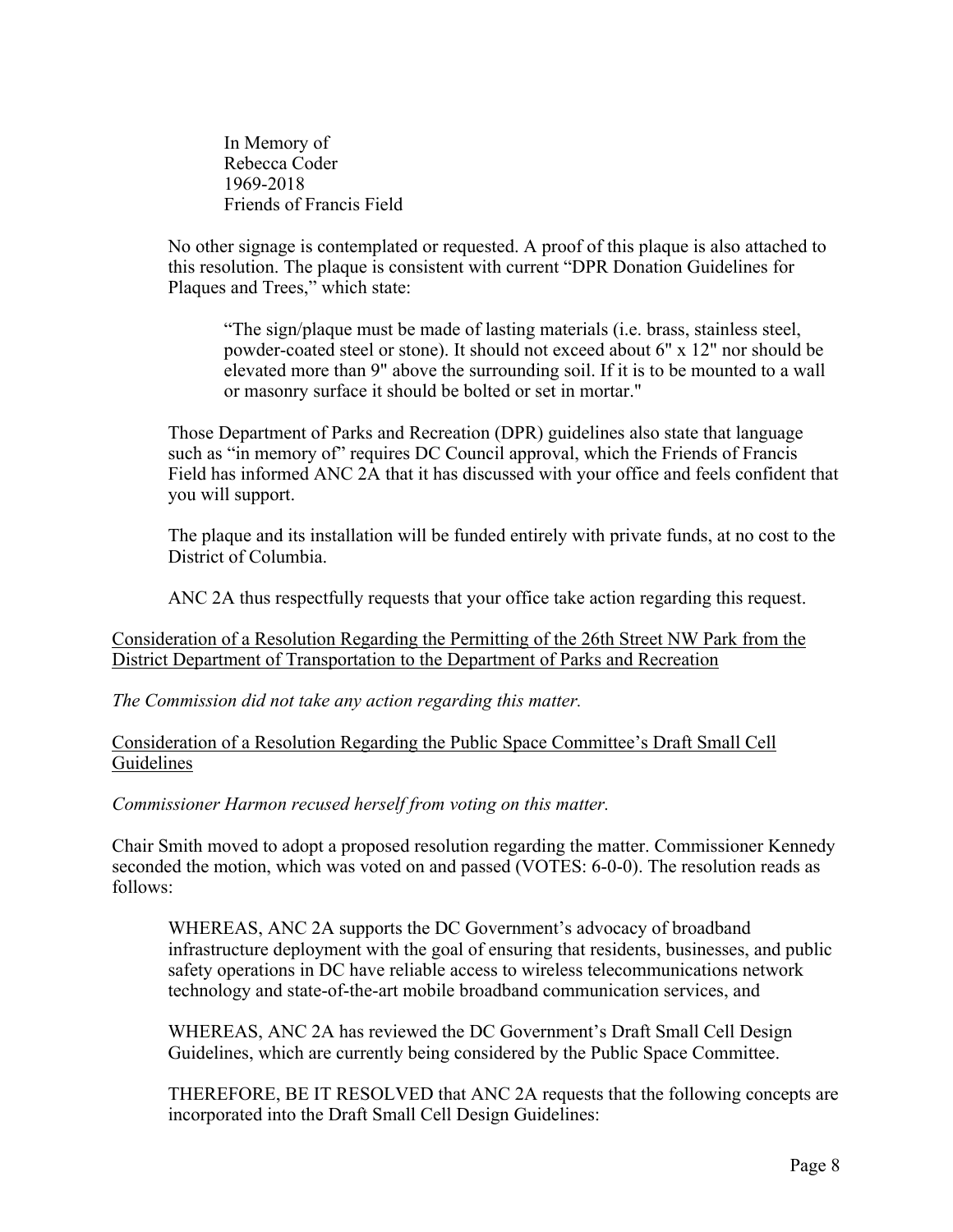In Memory of
Rebecca Coder
1969-2018
Friends of Francis Field

No other signage is contemplated or requested. A proof of this plaque is also attached to this resolution. The plaque is consistent with current "DPR Donation Guidelines for Plaques and Trees," which state:

> "The sign/plaque must be made of lasting materials (i.e. brass, stainless steel, powder-coated steel or stone). It should not exceed about 6" x 12" nor should be elevated more than 9" above the surrounding soil. If it is to be mounted to a wall or masonry surface it should be bolted or set in mortar."

Those Department of Parks and Recreation (DPR) guidelines also state that language such as "in memory of" requires DC Council approval, which the Friends of Francis Field has informed ANC 2A that it has discussed with your office and feels confident that you will support.

The plaque and its installation will be funded entirely with private funds, at no cost to the District of Columbia.

ANC 2A thus respectfully requests that your office take action regarding this request.

<u>Consideration of a Resolution Regarding the Permitting of the 26th Street NW Park from the District Department of Transportation to the Department of Parks and Recreation</u>

*The Commission did not take any action regarding this matter.*

<u>Consideration of a Resolution Regarding the Public Space Committee's Draft Small Cell Guidelines</u>

*Commissioner Harmon recused herself from voting on this matter.*

Chair Smith moved to adopt a proposed resolution regarding the matter. Commissioner Kennedy seconded the motion, which was voted on and passed (VOTES: 6-0-0). The resolution reads as follows:

> WHEREAS, ANC 2A supports the DC Government's advocacy of broadband infrastructure deployment with the goal of ensuring that residents, businesses, and public safety operations in DC have reliable access to wireless telecommunications network technology and state-of-the-art mobile broadband communication services, and
>
> WHEREAS, ANC 2A has reviewed the DC Government's Draft Small Cell Design Guidelines, which are currently being considered by the Public Space Committee.
>
> THEREFORE, BE IT RESOLVED that ANC 2A requests that the following concepts are incorporated into the Draft Small Cell Design Guidelines: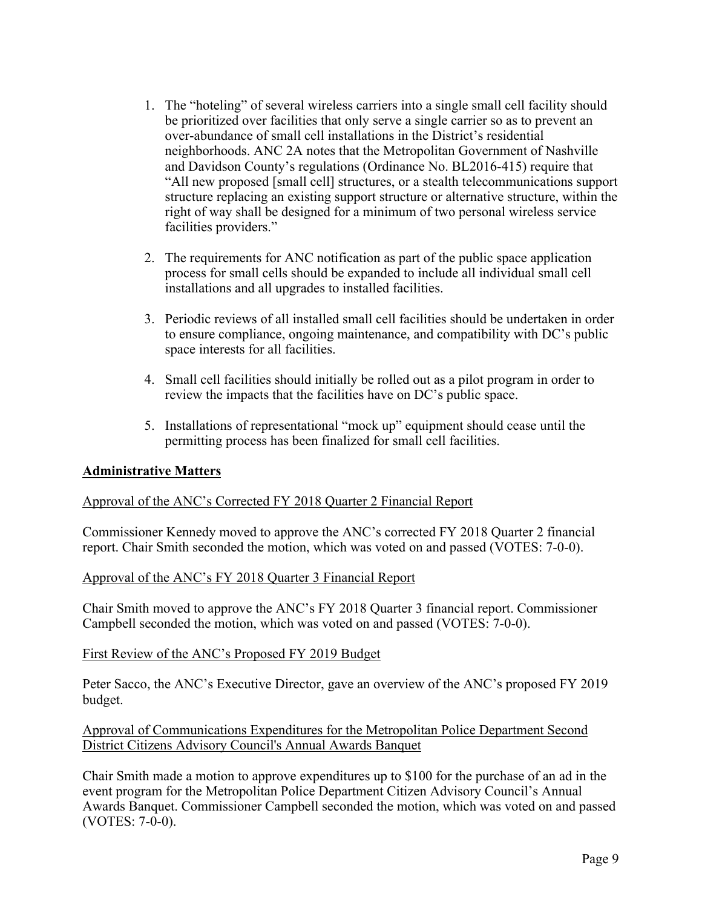1. The "hoteling" of several wireless carriers into a single small cell facility should be prioritized over facilities that only serve a single carrier so as to prevent an over-abundance of small cell installations in the District's residential neighborhoods. ANC 2A notes that the Metropolitan Government of Nashville and Davidson County's regulations (Ordinance No. BL2016-415) require that "All new proposed [small cell] structures, or a stealth telecommunications support structure replacing an existing support structure or alternative structure, within the right of way shall be designed for a minimum of two personal wireless service facilities providers."

2. The requirements for ANC notification as part of the public space application process for small cells should be expanded to include all individual small cell installations and all upgrades to installed facilities.

3. Periodic reviews of all installed small cell facilities should be undertaken in order to ensure compliance, ongoing maintenance, and compatibility with DC's public space interests for all facilities.

4. Small cell facilities should initially be rolled out as a pilot program in order to review the impacts that the facilities have on DC's public space.

5. Installations of representational "mock up" equipment should cease until the permitting process has been finalized for small cell facilities.

## Administrative Matters

Approval of the ANC's Corrected FY 2018 Quarter 2 Financial Report

Commissioner Kennedy moved to approve the ANC's corrected FY 2018 Quarter 2 financial report. Chair Smith seconded the motion, which was voted on and passed (VOTES: 7-0-0).

Approval of the ANC's FY 2018 Quarter 3 Financial Report

Chair Smith moved to approve the ANC's FY 2018 Quarter 3 financial report. Commissioner Campbell seconded the motion, which was voted on and passed (VOTES: 7-0-0).

First Review of the ANC's Proposed FY 2019 Budget

Peter Sacco, the ANC's Executive Director, gave an overview of the ANC's proposed FY 2019 budget.

Approval of Communications Expenditures for the Metropolitan Police Department Second District Citizens Advisory Council's Annual Awards Banquet

Chair Smith made a motion to approve expenditures up to $100 for the purchase of an ad in the event program for the Metropolitan Police Department Citizen Advisory Council's Annual Awards Banquet. Commissioner Campbell seconded the motion, which was voted on and passed (VOTES: 7-0-0).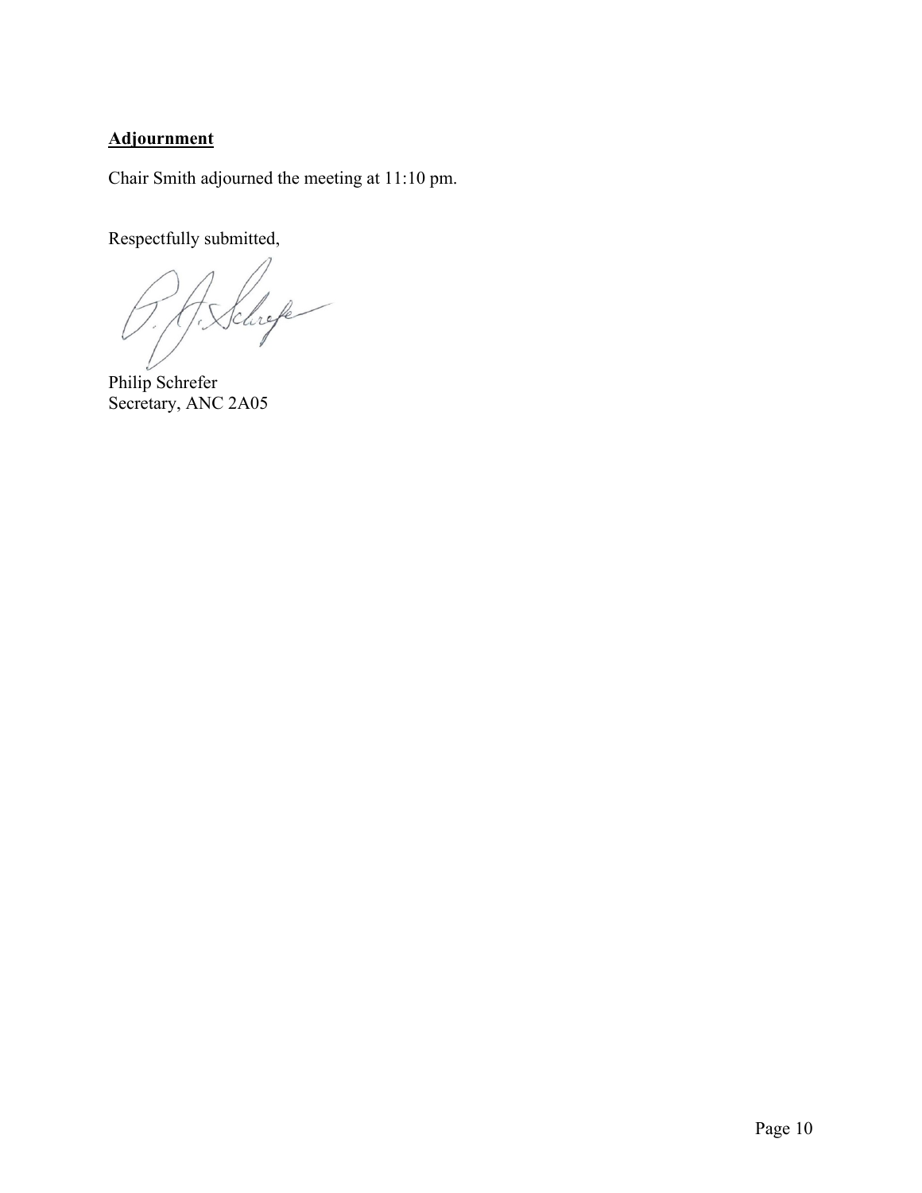**Adjournment**

Chair Smith adjourned the meeting at 11:10 pm.

Respectfully submitted,

Philip Schrefer
Secretary, ANC 2A05